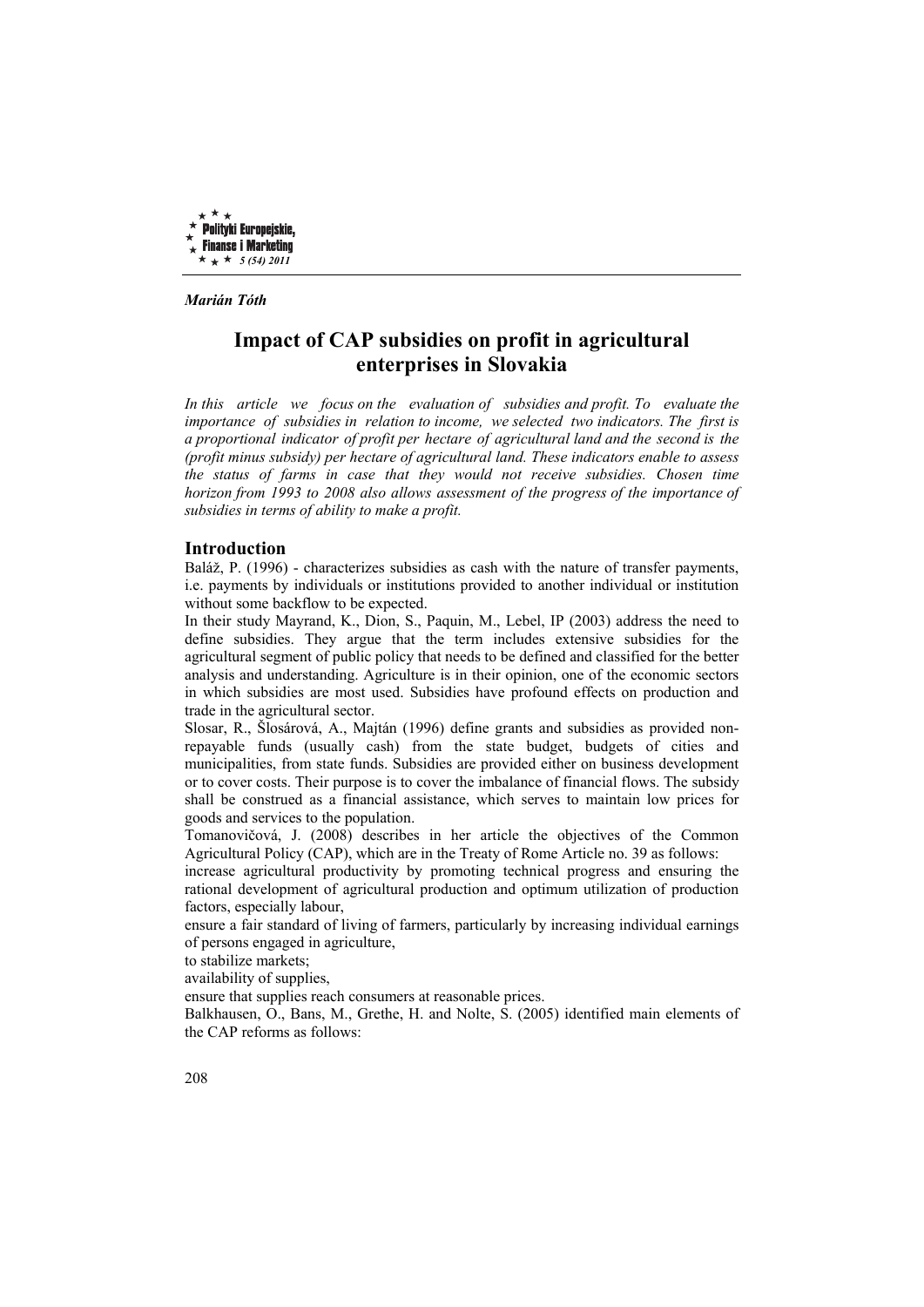*Marián Tóth*

# Impact of CAP subsidies on profit in agricultural enterprises in Slovakia

*In this article we focus on the evaluation of subsidies and profit. To evaluate the importance of subsidies in relation to income, we selected two indicators. The first is a proportional indicator of profit per hectare of agricultural land and the second is the (profit minus subsidy) per hectare of agricultural land. These indicators enable to assess the status of farms in case that they would not receive subsidies. Chosen time horizon from 1993 to 2008 also allows assessment of the progress of the importance of subsidies in terms of ability to make a profit.*

## Introduction

Baláž, P. (1996) - characterizes subsidies as cash with the nature of transfer payments, i.e. payments by individuals or institutions provided to another individual or institution without some backflow to be expected.

In their study Mayrand, K., Dion, S., Paquin, M., Lebel, IP (2003) address the need to define subsidies. They argue that the term includes extensive subsidies for the agricultural segment of public policy that needs to be defined and classified for the better analysis and understanding. Agriculture is in their opinion, one of the economic sectors in which subsidies are most used. Subsidies have profound effects on production and trade in the agricultural sector.

Slosar, R., Šlosárová, A., Majtán (1996) define grants and subsidies as provided non-repayable funds (usually cash) from the state budget, budgets of cities and municipalities, from state funds. Subsidies are provided either on business development or to cover costs. Their purpose is to cover the imbalance of financial flows. The subsidy shall be construed as a financial assistance, which serves to maintain low prices for goods and services to the population.

Tomanovičová, J. (2008) describes in her article the objectives of the Common Agricultural Policy (CAP), which are in the Treaty of Rome Article no. 39 as follows:

increase agricultural productivity by promoting technical progress and ensuring the rational development of agricultural production and optimum utilization of production factors, especially labour,

ensure a fair standard of living of farmers, particularly by increasing individual earnings of persons engaged in agriculture,

to stabilize markets;

availability of supplies,

ensure that supplies reach consumers at reasonable prices.

Balkhausen, O., Bans, M., Grethe, H. and Nolte, S. (2005) identified main elements of the CAP reforms as follows: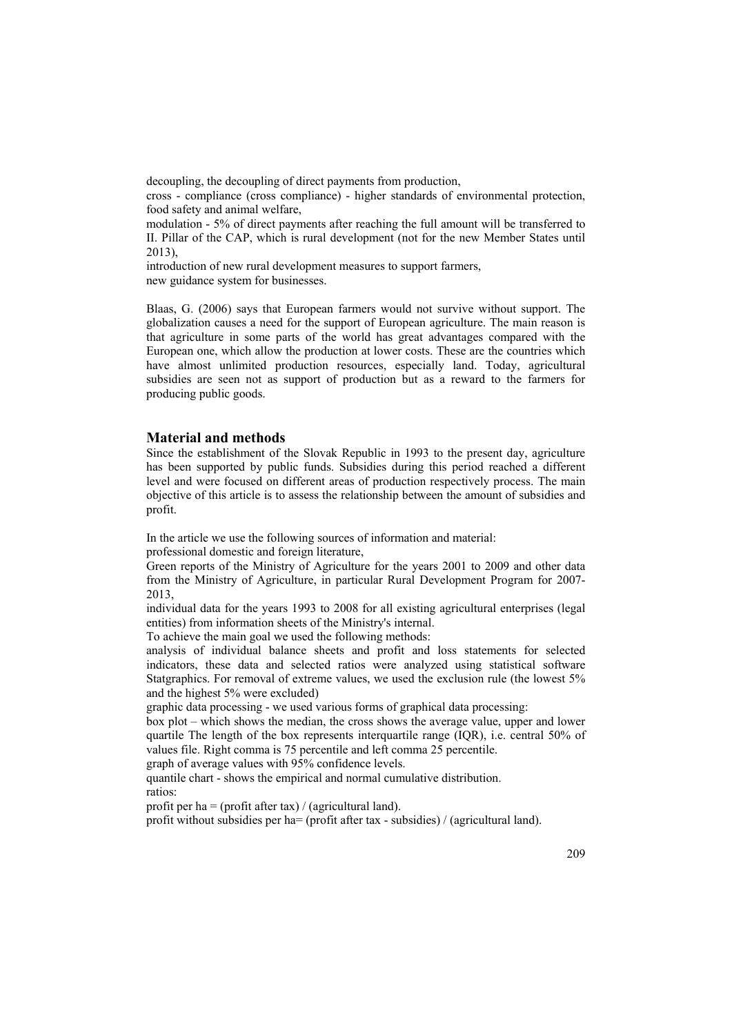decoupling, the decoupling of direct payments from production,

cross - compliance (cross compliance) - higher standards of environmental protection, food safety and animal welfare,

modulation - 5% of direct payments after reaching the full amount will be transferred to II. Pillar of the CAP, which is rural development (not for the new Member States until 2013),

introduction of new rural development measures to support farmers,

new guidance system for businesses.

Blaas, G. (2006) says that European farmers would not survive without support. The globalization causes a need for the support of European agriculture. The main reason is that agriculture in some parts of the world has great advantages compared with the European one, which allow the production at lower costs. These are the countries which have almost unlimited production resources, especially land. Today, agricultural subsidies are seen not as support of production but as a reward to the farmers for producing public goods.

## Material and methods

Since the establishment of the Slovak Republic in 1993 to the present day, agriculture has been supported by public funds. Subsidies during this period reached a different level and were focused on different areas of production respectively process. The main objective of this article is to assess the relationship between the amount of subsidies and profit.

In the article we use the following sources of information and material:

professional domestic and foreign literature,

Green reports of the Ministry of Agriculture for the years 2001 to 2009 and other data from the Ministry of Agriculture, in particular Rural Development Program for 2007-2013,

individual data for the years 1993 to 2008 for all existing agricultural enterprises (legal entities) from information sheets of the Ministry's internal.

To achieve the main goal we used the following methods:

analysis of individual balance sheets and profit and loss statements for selected indicators, these data and selected ratios were analyzed using statistical software Statgraphics. For removal of extreme values, we used the exclusion rule (the lowest 5% and the highest 5% were excluded)

graphic data processing - we used various forms of graphical data processing:

box plot – which shows the median, the cross shows the average value, upper and lower quartile The length of the box represents interquartile range (IQR), i.e. central 50% of values file. Right comma is 75 percentile and left comma 25 percentile.

graph of average values with 95% confidence levels.

quantile chart - shows the empirical and normal cumulative distribution.

ratios:

profit per ha = (profit after tax) / (agricultural land).

profit without subsidies per ha= (profit after tax - subsidies) / (agricultural land).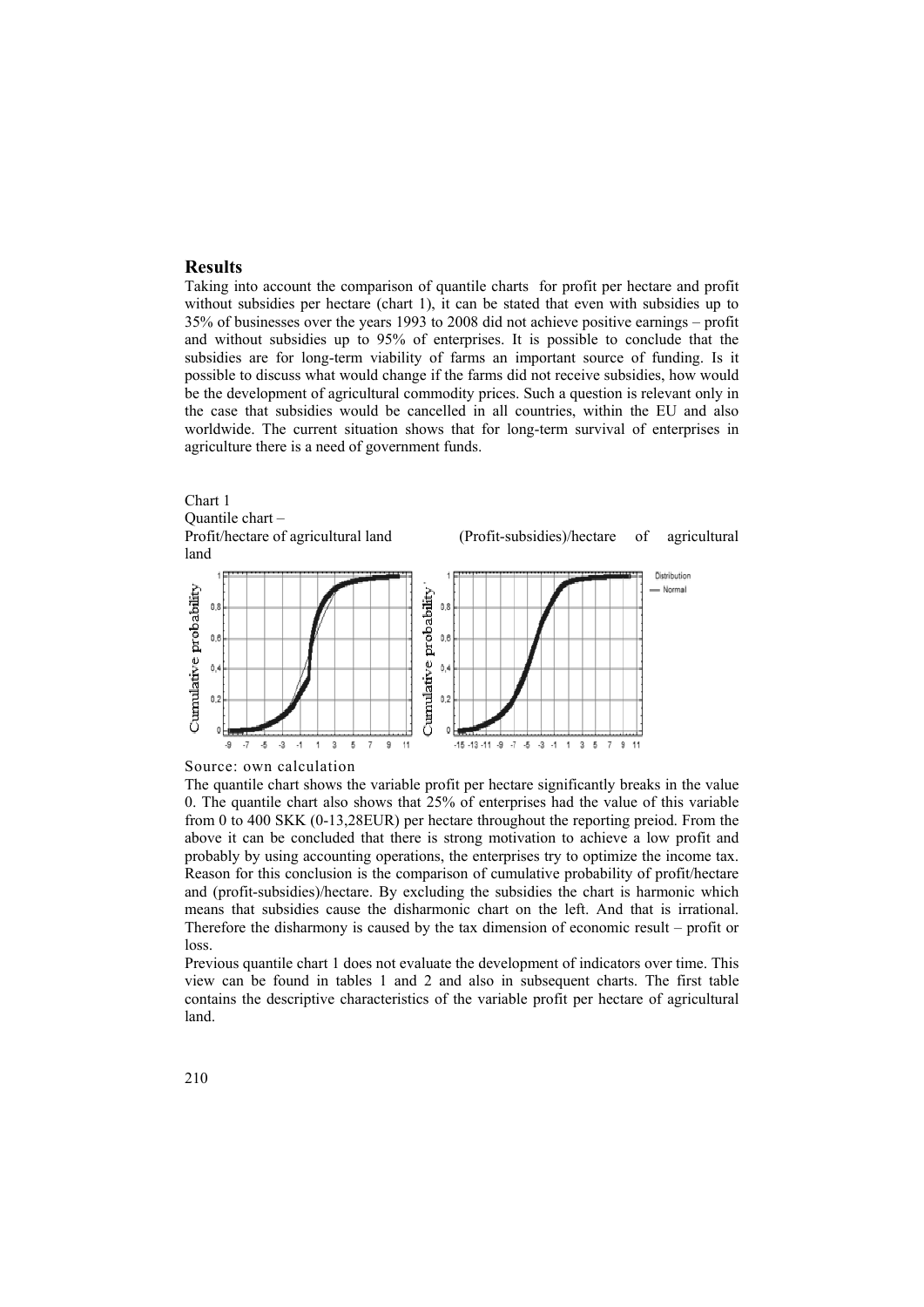## Results

Taking into account the comparison of quantile charts for profit per hectare and profit without subsidies per hectare (chart 1), it can be stated that even with subsidies up to 35% of businesses over the years 1993 to 2008 did not achieve positive earnings – profit and without subsidies up to 95% of enterprises. It is possible to conclude that the subsidies are for long-term viability of farms an important source of funding. Is it possible to discuss what would change if the farms did not receive subsidies, how would be the development of agricultural commodity prices. Such a question is relevant only in the case that subsidies would be cancelled in all countries, within the EU and also worldwide. The current situation shows that for long-term survival of enterprises in agriculture there is a need of government funds.

Chart 1

Quantile chart –

Profit/hectare of agricultural land (Profit-subsidies)/hectare of agricultural land

Source: own calculation

The quantile chart shows the variable profit per hectare significantly breaks in the value 0. The quantile chart also shows that 25% of enterprises had the value of this variable from 0 to 400 SKK (0-13,28EUR) per hectare throughout the reporting preiod. From the above it can be concluded that there is strong motivation to achieve a low profit and probably by using accounting operations, the enterprises try to optimize the income tax. Reason for this conclusion is the comparison of cumulative probability of profit/hectare and (profit-subsidies)/hectare. By excluding the subsidies the chart is harmonic which means that subsidies cause the disharmonic chart on the left. And that is irrational. Therefore the disharmony is caused by the tax dimension of economic result – profit or loss.

Previous quantile chart 1 does not evaluate the development of indicators over time. This view can be found in tables 1 and 2 and also in subsequent charts. The first table contains the descriptive characteristics of the variable profit per hectare of agricultural land.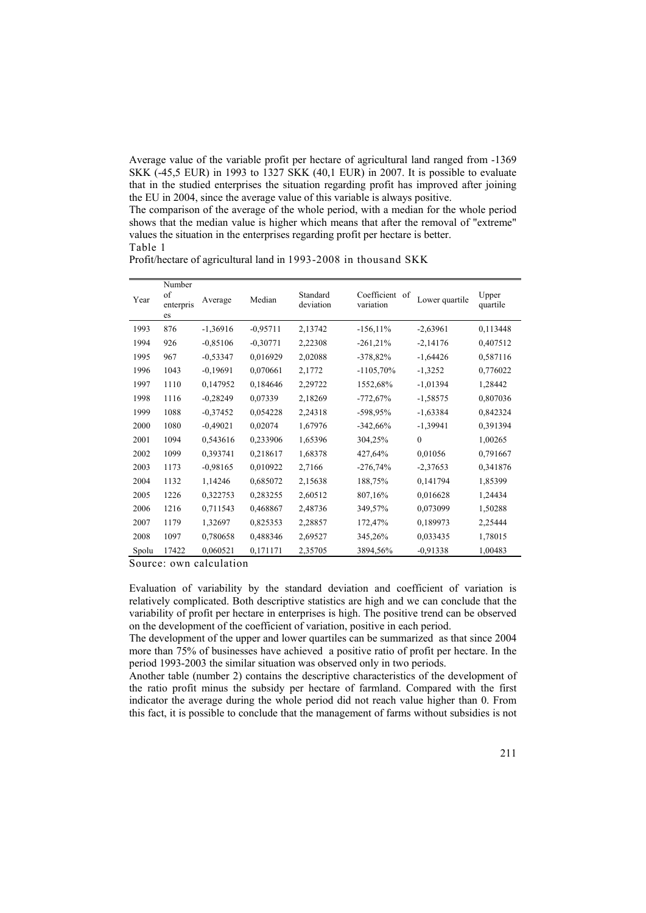Average value of the variable profit per hectare of agricultural land ranged from -1369 SKK (-45,5 EUR) in 1993 to 1327 SKK (40,1 EUR) in 2007. It is possible to evaluate that in the studied enterprises the situation regarding profit has improved after joining the EU in 2004, since the average value of this variable is always positive.

The comparison of the average of the whole period, with a median for the whole period shows that the median value is higher which means that after the removal of "extreme" values the situation in the enterprises regarding profit per hectare is better.

Table 1

Profit/hectare of agricultural land in 1993-2008 in thousand SKK

| Year | Number of enterprises | Average | Median | Standard deviation | Coefficient of variation | Lower quartile | Upper quartile |
|---|---|---|---|---|---|---|---|
| 1993 | 876 | -1,36916 | -0,95711 | 2,13742 | -156,11% | -2,63961 | 0,113448 |
| 1994 | 926 | -0,85106 | -0,30771 | 2,22308 | -261,21% | -2,14176 | 0,407512 |
| 1995 | 967 | -0,53347 | 0,016929 | 2,02088 | -378,82% | -1,64426 | 0,587116 |
| 1996 | 1043 | -0,19691 | 0,070661 | 2,1772 | -1105,70% | -1,3252 | 0,776022 |
| 1997 | 1110 | 0,147952 | 0,184646 | 2,29722 | 1552,68% | -1,01394 | 1,28442 |
| 1998 | 1116 | -0,28249 | 0,07339 | 2,18269 | -772,67% | -1,58575 | 0,807036 |
| 1999 | 1088 | -0,37452 | 0,054228 | 2,24318 | -598,95% | -1,63384 | 0,842324 |
| 2000 | 1080 | -0,49021 | 0,02074 | 1,67976 | -342,66% | -1,39941 | 0,391394 |
| 2001 | 1094 | 0,543616 | 0,233906 | 1,65396 | 304,25% | 0 | 1,00265 |
| 2002 | 1099 | 0,393741 | 0,218617 | 1,68378 | 427,64% | 0,01056 | 0,791667 |
| 2003 | 1173 | -0,98165 | 0,010922 | 2,7166 | -276,74% | -2,37653 | 0,341876 |
| 2004 | 1132 | 1,14246 | 0,685072 | 2,15638 | 188,75% | 0,141794 | 1,85399 |
| 2005 | 1226 | 0,322753 | 0,283255 | 2,60512 | 807,16% | 0,016628 | 1,24434 |
| 2006 | 1216 | 0,711543 | 0,468867 | 2,48736 | 349,57% | 0,073099 | 1,50288 |
| 2007 | 1179 | 1,32697 | 0,825353 | 2,28857 | 172,47% | 0,189973 | 2,25444 |
| 2008 | 1097 | 0,780658 | 0,488346 | 2,69527 | 345,26% | 0,033435 | 1,78015 |
| Spolu | 17422 | 0,060521 | 0,171171 | 2,35705 | 3894,56% | -0,91338 | 1,00483 |

Source: own calculation

Evaluation of variability by the standard deviation and coefficient of variation is relatively complicated. Both descriptive statistics are high and we can conclude that the variability of profit per hectare in enterprises is high. The positive trend can be observed on the development of the coefficient of variation, positive in each period.

The development of the upper and lower quartiles can be summarized as that since 2004 more than 75% of businesses have achieved a positive ratio of profit per hectare. In the period 1993-2003 the similar situation was observed only in two periods.

Another table (number 2) contains the descriptive characteristics of the development of the ratio profit minus the subsidy per hectare of farmland. Compared with the first indicator the average during the whole period did not reach value higher than 0. From this fact, it is possible to conclude that the management of farms without subsidies is not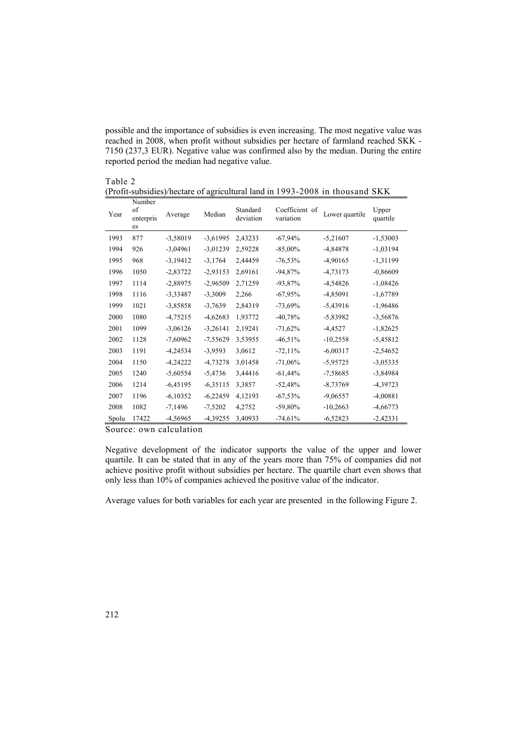possible and the importance of subsidies is even increasing. The most negative value was reached in 2008, when profit without subsidies per hectare of farmland reached SKK -7150 (237,3 EUR). Negative value was confirmed also by the median. During the entire reported period the median had negative value.

Table 2
(Profit-subsidies)/hectare of agricultural land in 1993-2008 in thousand SKK

| Year | Number of enterprises | Average | Median | Standard deviation | Coefficient of variation | Lower quartile | Upper quartile |
|---|---|---|---|---|---|---|---|
| 1993 | 877 | -3,58019 | -3,61995 | 2,43233 | -67,94% | -5,21607 | -1,53003 |
| 1994 | 926 | -3,04961 | -3,01239 | 2,59228 | -85,00% | -4,84878 | -1,03194 |
| 1995 | 968 | -3,19412 | -3,1764 | 2,44459 | -76,53% | -4,90165 | -1,31199 |
| 1996 | 1050 | -2,83722 | -2,93153 | 2,69161 | -94,87% | -4,73173 | -0,86609 |
| 1997 | 1114 | -2,88975 | -2,96509 | 2,71259 | -93,87% | -4,54826 | -1,08426 |
| 1998 | 1116 | -3,33487 | -3,3009 | 2,266 | -67,95% | -4,85091 | -1,67789 |
| 1999 | 1021 | -3,85858 | -3,7639 | 2,84319 | -73,69% | -5,43916 | -1,96486 |
| 2000 | 1080 | -4,75215 | -4,62683 | 1,93772 | -40,78% | -5,83982 | -3,56876 |
| 2001 | 1099 | -3,06126 | -3,26141 | 2,19241 | -71,62% | -4,4527 | -1,82625 |
| 2002 | 1128 | -7,60962 | -7,55629 | 3,53955 | -46,51% | -10,2558 | -5,45812 |
| 2003 | 1191 | -4,24534 | -3,9593 | 3,0612 | -72,11% | -6,00317 | -2,54652 |
| 2004 | 1150 | -4,24222 | -4,73278 | 3,01458 | -71,06% | -5,95725 | -3,05335 |
| 2005 | 1240 | -5,60554 | -5,4736 | 3,44416 | -61,44% | -7,58685 | -3,84984 |
| 2006 | 1214 | -6,45195 | -6,35115 | 3,3857 | -52,48% | -8,73769 | -4,39723 |
| 2007 | 1196 | -6,10352 | -6,22459 | 4,12193 | -67,53% | -9,06557 | -4,00881 |
| 2008 | 1082 | -7,1496 | -7,5202 | 4,2752 | -59,80% | -10,2663 | -4,66773 |
| Spolu | 17422 | -4,56965 | -4,39255 | 3,40933 | -74,61% | -6,52823 | -2,42331 |

Source: own calculation

Negative development of the indicator supports the value of the upper and lower quartile. It can be stated that in any of the years more than 75% of companies did not achieve positive profit without subsidies per hectare. The quartile chart even shows that only less than 10% of companies achieved the positive value of the indicator.

Average values for both variables for each year are presented in the following Figure 2.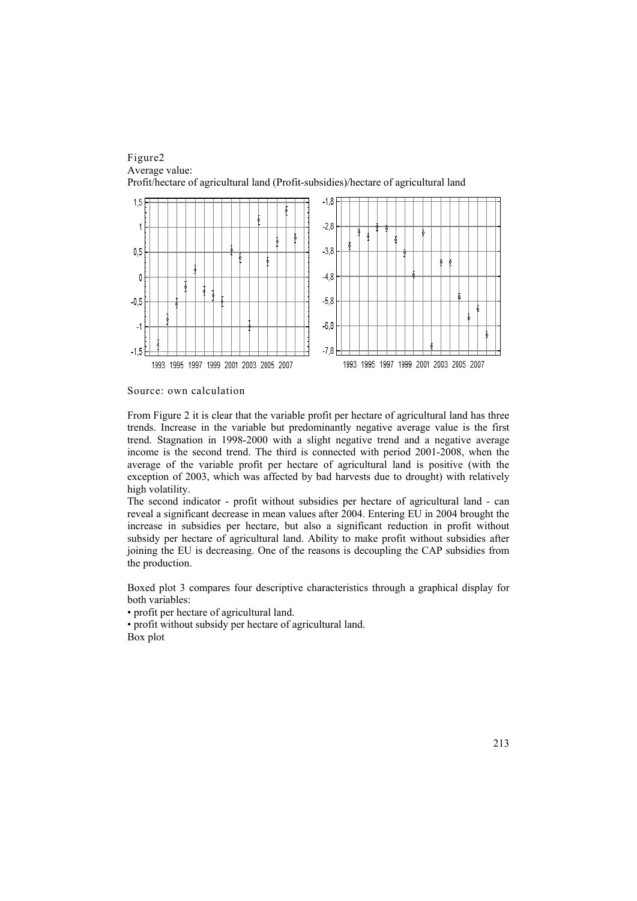Figure2
Average value:
Profit/hectare of agricultural land (Profit-subsidies)/hectare of agricultural land

Source: own calculation

From Figure 2 it is clear that the variable profit per hectare of agricultural land has three trends. Increase in the variable but predominantly negative average value is the first trend. Stagnation in 1998-2000 with a slight negative trend and a negative average income is the second trend. The third is connected with period 2001-2008, when the average of the variable profit per hectare of agricultural land is positive (with the exception of 2003, which was affected by bad harvests due to drought) with relatively high volatility.

The second indicator - profit without subsidies per hectare of agricultural land - can reveal a significant decrease in mean values after 2004. Entering EU in 2004 brought the increase in subsidies per hectare, but also a significant reduction in profit without subsidy per hectare of agricultural land. Ability to make profit without subsidies after joining the EU is decreasing. One of the reasons is decoupling the CAP subsidies from the production.

Boxed plot 3 compares four descriptive characteristics through a graphical display for both variables:

- profit per hectare of agricultural land.
- profit without subsidy per hectare of agricultural land.

Box plot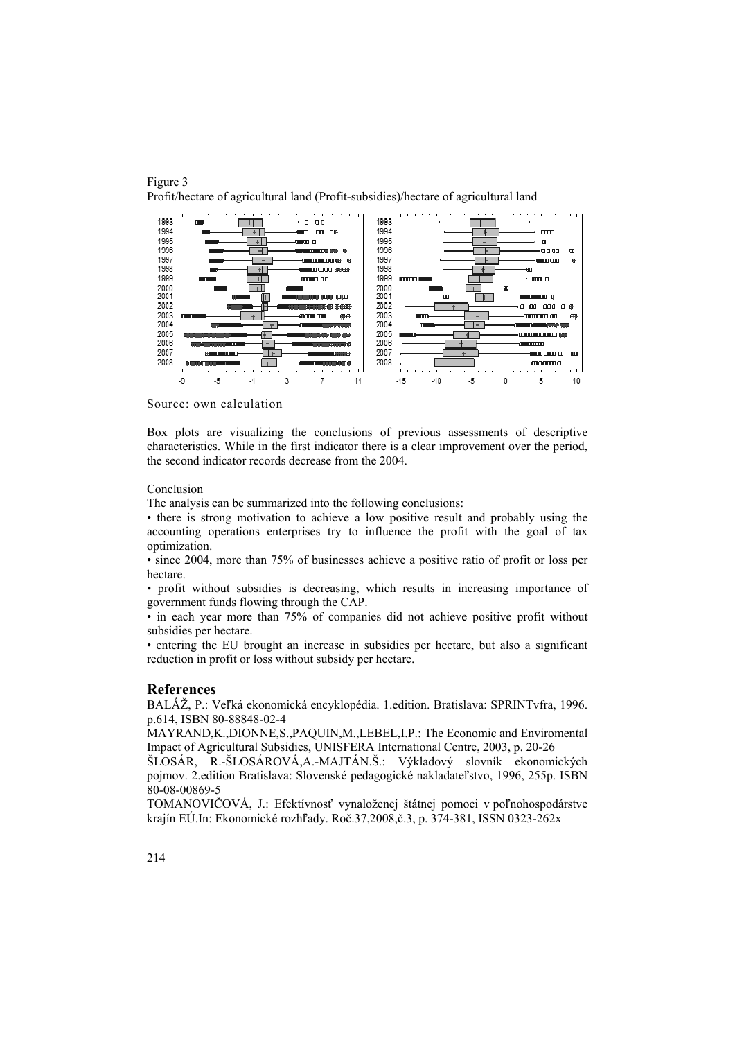Figure 3
Profit/hectare of agricultural land (Profit-subsidies)/hectare of agricultural land

Source: own calculation

Box plots are visualizing the conclusions of previous assessments of descriptive characteristics. While in the first indicator there is a clear improvement over the period, the second indicator records decrease from the 2004.

Conclusion

The analysis can be summarized into the following conclusions:

- there is strong motivation to achieve a low positive result and probably using the accounting operations enterprises try to influence the profit with the goal of tax optimization.
- since 2004, more than 75% of businesses achieve a positive ratio of profit or loss per hectare.
- profit without subsidies is decreasing, which results in increasing importance of government funds flowing through the CAP.
- in each year more than 75% of companies did not achieve positive profit without subsidies per hectare.
- entering the EU brought an increase in subsidies per hectare, but also a significant reduction in profit or loss without subsidy per hectare.

## References

BALÁŽ, P.: Veľká ekonomická encyklopédia. 1.edition. Bratislava: SPRINTvfra, 1996. p.614, ISBN 80-88848-02-4

MAYRAND,K.,DIONNE,S.,PAQUIN,M.,LEBEL,I.P.: The Economic and Enviromental Impact of Agricultural Subsidies, UNISFERA International Centre, 2003, p. 20-26

ŠLOSÁR, R.-ŠLOSÁROVÁ,A.-MAJTÁN.Š.: Výkladový slovník ekonomických pojmov. 2.edition Bratislava: Slovenské pedagogické nakladateľstvo, 1996, 255p. ISBN 80-08-00869-5

TOMANOVIČOVÁ, J.: Efektívnosť vynaloženej štátnej pomoci v poľnohospodárstve krajín EÚ.In: Ekonomické rozhľady. Roč.37,2008,č.3, p. 374-381, ISSN 0323-262x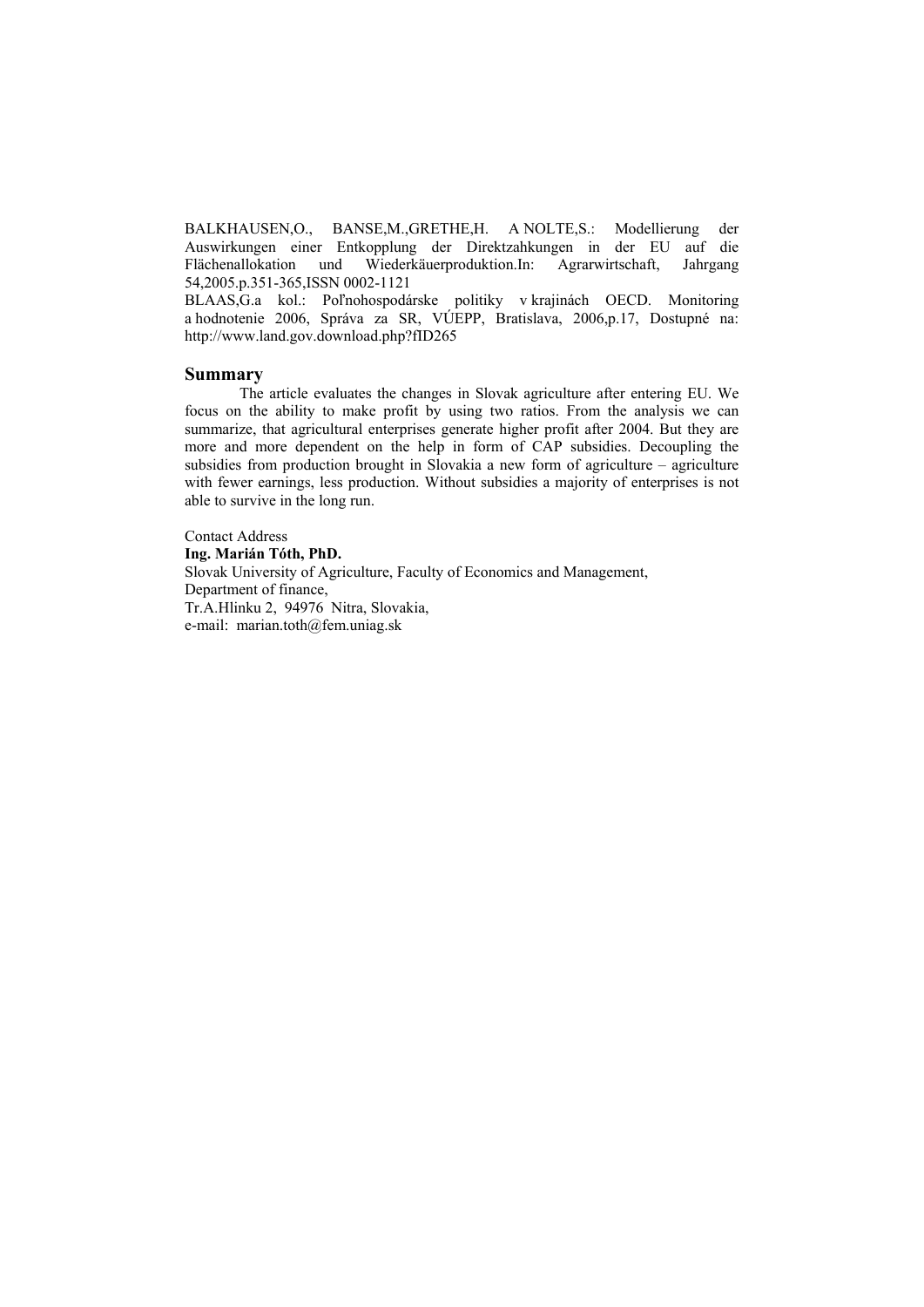BALKHAUSEN,O., BANSE,M.,GRETHE,H. A NOLTE,S.: Modellierung der Auswirkungen einer Entkopplung der Direktzahkungen in der EU auf die Flächenallokation und Wiederkäuerproduktion.In: Agrarwirtschaft, Jahrgang 54,2005.p.351-365,ISSN 0002-1121

BLAAS,G.a kol.: Poľnohospodárske politiky v krajinách OECD. Monitoring a hodnotenie 2006, Správa za SR, VÚEPP, Bratislava, 2006,p.17, Dostupné na: http://www.land.gov.download.php?fID265

## Summary

The article evaluates the changes in Slovak agriculture after entering EU. We focus on the ability to make profit by using two ratios. From the analysis we can summarize, that agricultural enterprises generate higher profit after 2004. But they are more and more dependent on the help in form of CAP subsidies. Decoupling the subsidies from production brought in Slovakia a new form of agriculture – agriculture with fewer earnings, less production. Without subsidies a majority of enterprises is not able to survive in the long run.

Contact Address

**Ing. Marián Tóth, PhD.**

Slovak University of Agriculture, Faculty of Economics and Management,
Department of finance,
Tr.A.Hlinku 2, 94976 Nitra, Slovakia,
e-mail: marian.toth@fem.uniag.sk